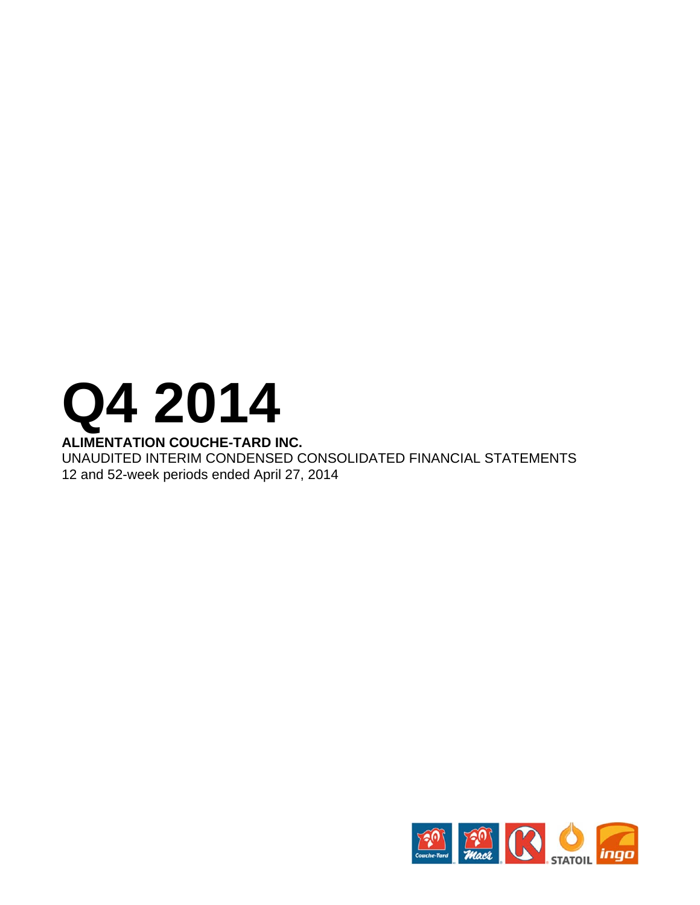# Q4 2014

**ALIMENTATION COUCHE-TARD INC.**

UNAUDITED INTERIM CONDENSED CONSOLIDATED FINANCIAL STATEMENTS

12 and 52-week periods ended April 27, 2014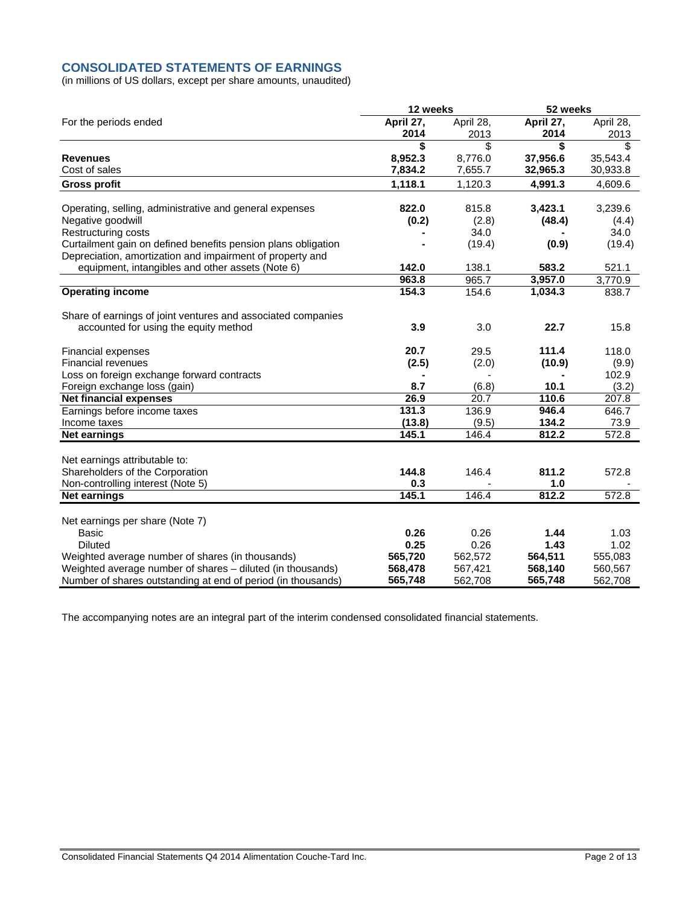## CONSOLIDATED STATEMENTS OF EARNINGS

(in millions of US dollars, except per share amounts, unaudited)

| | 12 weeks | | 52 weeks | |
|---|---|---|---|---|
| For the periods ended | **April 27, 2014** | April 28, 2013 | **April 27, 2014** | April 28, 2013 |
| | **$** | $ | **$** | $ |
| **Revenues** | **8,952.3** | 8,776.0 | **37,956.6** | 35,543.4 |
| Cost of sales | **7,834.2** | 7,655.7 | **32,965.3** | 30,933.8 |
| **Gross profit** | **1,118.1** | 1,120.3 | **4,991.3** | 4,609.6 |
| | | | | |
| Operating, selling, administrative and general expenses | **822.0** | 815.8 | **3,423.1** | 3,239.6 |
| Negative goodwill | **(0.2)** | (2.8) | **(48.4)** | (4.4) |
| Restructuring costs | **-** | 34.0 | **-** | 34.0 |
| Curtailment gain on defined benefits pension plans obligation | **-** | (19.4) | **(0.9)** | (19.4) |
| Depreciation, amortization and impairment of property and equipment, intangibles and other assets (Note 6) | **142.0** | 138.1 | **583.2** | 521.1 |
| | **963.8** | 965.7 | **3,957.0** | 3,770.9 |
| **Operating income** | **154.3** | 154.6 | **1,034.3** | 838.7 |
| | | | | |
| Share of earnings of joint ventures and associated companies accounted for using the equity method | **3.9** | 3.0 | **22.7** | 15.8 |
| | | | | |
| Financial expenses | **20.7** | 29.5 | **111.4** | 118.0 |
| Financial revenues | **(2.5)** | (2.0) | **(10.9)** | (9.9) |
| Loss on foreign exchange forward contracts | **-** | - | **-** | 102.9 |
| Foreign exchange loss (gain) | **8.7** | (6.8) | **10.1** | (3.2) |
| **Net financial expenses** | **26.9** | 20.7 | **110.6** | 207.8 |
| Earnings before income taxes | **131.3** | 136.9 | **946.4** | 646.7 |
| Income taxes | **(13.8)** | (9.5) | **134.2** | 73.9 |
| **Net earnings** | **145.1** | 146.4 | **812.2** | 572.8 |
| | | | | |
| Net earnings attributable to: | | | | |
| Shareholders of the Corporation | **144.8** | 146.4 | **811.2** | 572.8 |
| Non-controlling interest (Note 5) | **0.3** | - | **1.0** | - |
| **Net earnings** | **145.1** | 146.4 | **812.2** | 572.8 |
| | | | | |
| Net earnings per share (Note 7) | | | | |
| Basic | **0.26** | 0.26 | **1.44** | 1.03 |
| Diluted | **0.25** | 0.26 | **1.43** | 1.02 |
| Weighted average number of shares (in thousands) | **565,720** | 562,572 | **564,511** | 555,083 |
| Weighted average number of shares – diluted (in thousands) | **568,478** | 567,421 | **568,140** | 560,567 |
| Number of shares outstanding at end of period (in thousands) | **565,748** | 562,708 | **565,748** | 562,708 |

The accompanying notes are an integral part of the interim condensed consolidated financial statements.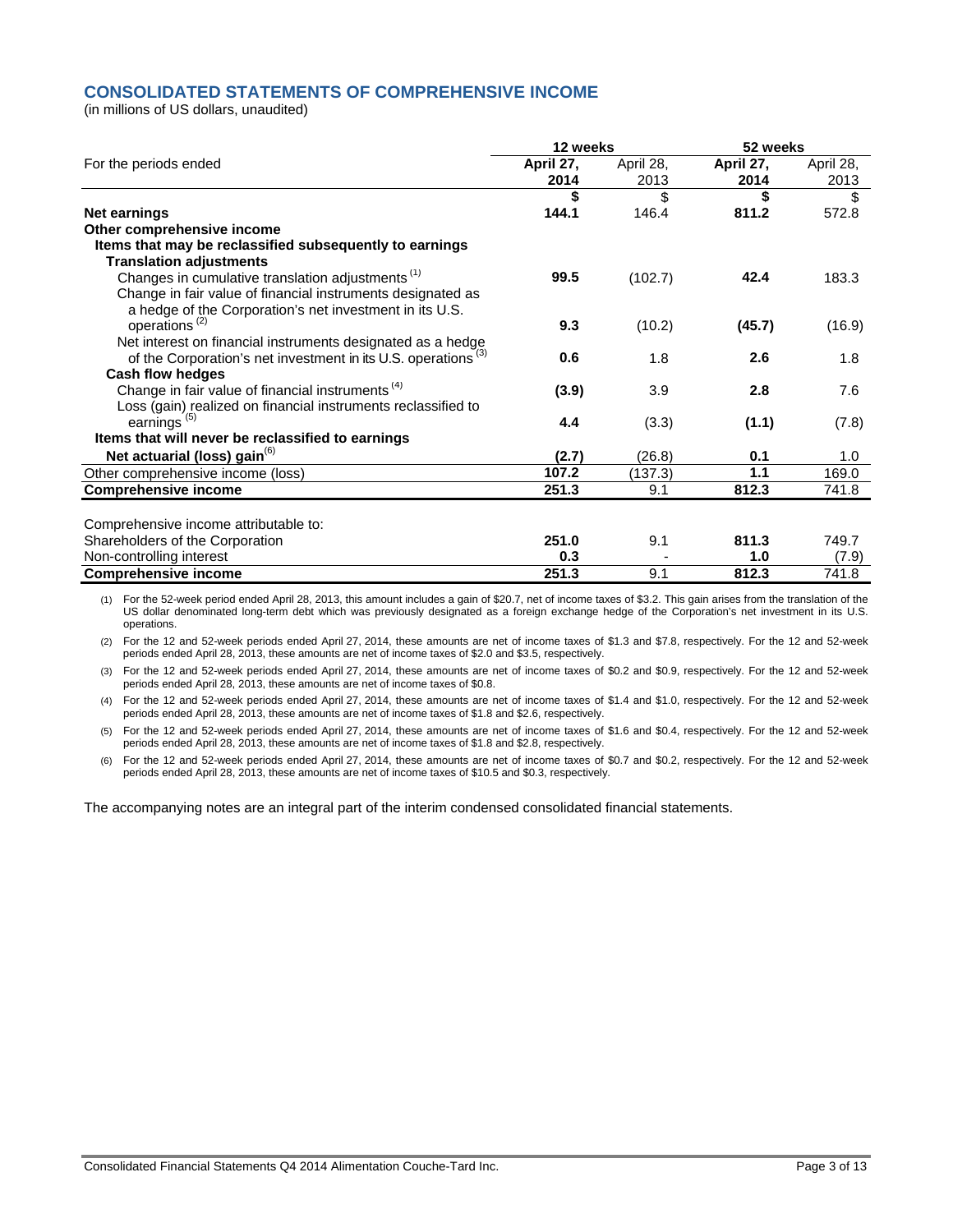## CONSOLIDATED STATEMENTS OF COMPREHENSIVE INCOME

(in millions of US dollars, unaudited)

| | 12 weeks | | 52 weeks | |
|---|---|---|---|---|
| For the periods ended | **April 27, 2014** | April 28, 2013 | **April 27, 2014** | April 28, 2013 |
| | **$** | $ | **$** | $ |
| **Net earnings** | **144.1** | 146.4 | **811.2** | 572.8 |
| **Other comprehensive income** | | | | |
| **Items that may be reclassified subsequently to earnings** | | | | |
| **Translation adjustments** | | | | |
| Changes in cumulative translation adjustments [(1)] | **99.5** | (102.7) | **42.4** | 183.3 |
| Change in fair value of financial instruments designated as a hedge of the Corporation's net investment in its U.S. operations [(2)] | **9.3** | (10.2) | **(45.7)** | (16.9) |
| Net interest on financial instruments designated as a hedge of the Corporation's net investment in its U.S. operations [(3)] | **0.6** | 1.8 | **2.6** | 1.8 |
| **Cash flow hedges** | | | | |
| Change in fair value of financial instruments [(4)] | **(3.9)** | 3.9 | **2.8** | 7.6 |
| Loss (gain) realized on financial instruments reclassified to earnings [(5)] | **4.4** | (3.3) | **(1.1)** | (7.8) |
| **Items that will never be reclassified to earnings** | | | | |
| **Net actuarial (loss) gain**[(6)] | **(2.7)** | (26.8) | **0.1** | 1.0 |
| Other comprehensive income (loss) | **107.2** | (137.3) | **1.1** | 169.0 |
| **Comprehensive income** | **251.3** | 9.1 | **812.3** | 741.8 |
| | | | | |
| Comprehensive income attributable to: | | | | |
| Shareholders of the Corporation | **251.0** | 9.1 | **811.3** | 749.7 |
| Non-controlling interest | **0.3** | - | **1.0** | (7.9) |
| **Comprehensive income** | **251.3** | 9.1 | **812.3** | 741.8 |

(1) For the 52-week period ended April 28, 2013, this amount includes a gain of $20.7, net of income taxes of $3.2. This gain arises from the translation of the US dollar denominated long-term debt which was previously designated as a foreign exchange hedge of the Corporation's net investment in its U.S. operations.

(2) For the 12 and 52-week periods ended April 27, 2014, these amounts are net of income taxes of $1.3 and $7.8, respectively. For the 12 and 52-week periods ended April 28, 2013, these amounts are net of income taxes of $2.0 and $3.5, respectively.

(3) For the 12 and 52-week periods ended April 27, 2014, these amounts are net of income taxes of $0.2 and $0.9, respectively. For the 12 and 52-week periods ended April 28, 2013, these amounts are net of income taxes of $0.8.

(4) For the 12 and 52-week periods ended April 27, 2014, these amounts are net of income taxes of $1.4 and $1.0, respectively. For the 12 and 52-week periods ended April 28, 2013, these amounts are net of income taxes of $1.8 and $2.6, respectively.

(5) For the 12 and 52-week periods ended April 27, 2014, these amounts are net of income taxes of $1.6 and $0.4, respectively. For the 12 and 52-week periods ended April 28, 2013, these amounts are net of income taxes of $1.8 and $2.8, respectively.

(6) For the 12 and 52-week periods ended April 27, 2014, these amounts are net of income taxes of $0.7 and $0.2, respectively. For the 12 and 52-week periods ended April 28, 2013, these amounts are net of income taxes of $10.5 and $0.3, respectively.

The accompanying notes are an integral part of the interim condensed consolidated financial statements.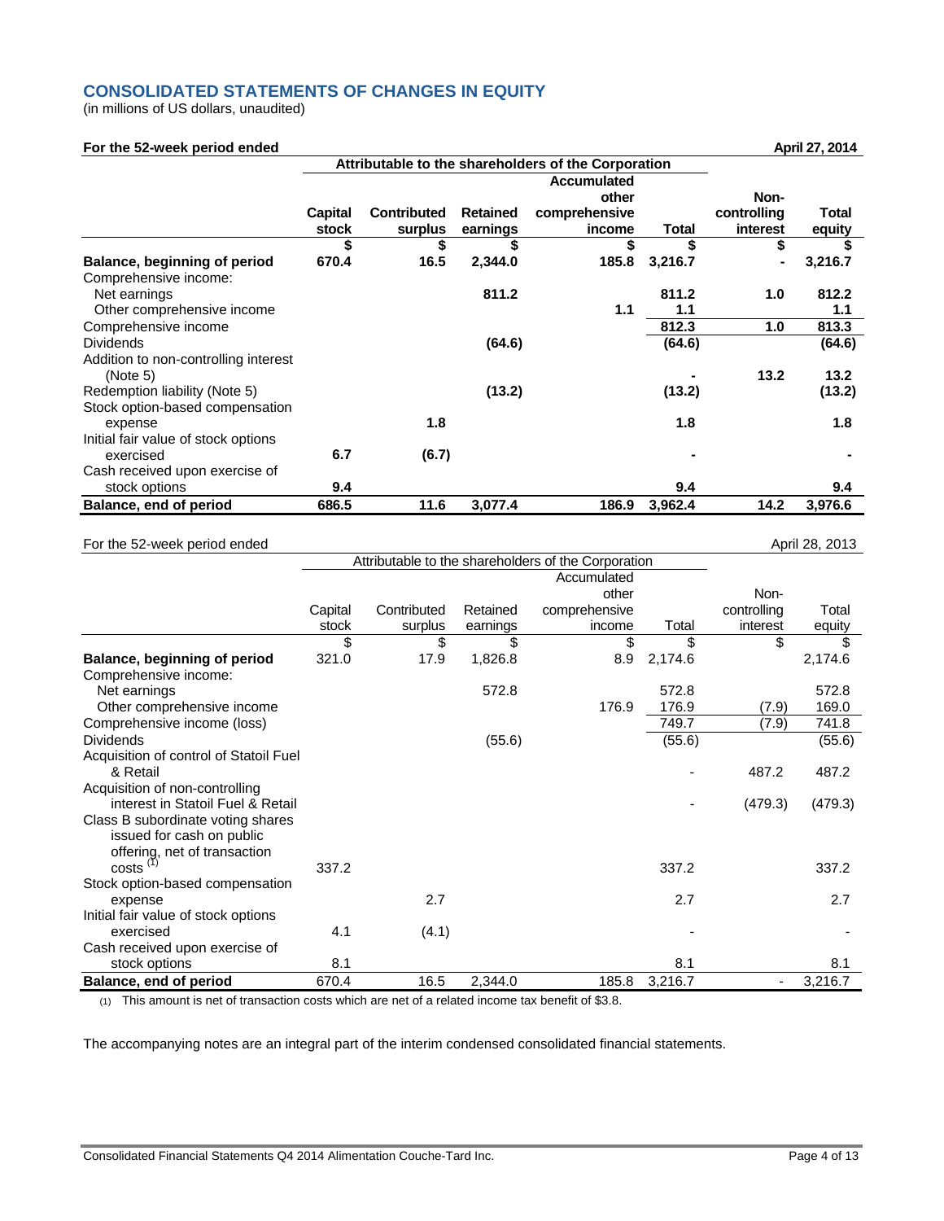## CONSOLIDATED STATEMENTS OF CHANGES IN EQUITY

(in millions of US dollars, unaudited)

**For the 52-week period ended April 27, 2014**

| | Attributable to the shareholders of the Corporation | | | | | | |
|---|---|---|---|---|---|---|---|
| | **Capital stock** | **Contributed surplus** | **Retained earnings** | **Accumulated other comprehensive income** | **Total** | **Non-controlling interest** | **Total equity** |
| | **$** | **$** | **$** | **$** | **$** | **$** | **$** |
| **Balance, beginning of period** | **670.4** | **16.5** | **2,344.0** | **185.8** | **3,216.7** | **-** | **3,216.7** |
| Comprehensive income: | | | | | | | |
| Net earnings | | | **811.2** | | **811.2** | **1.0** | **812.2** |
| Other comprehensive income | | | | **1.1** | **1.1** | | **1.1** |
| Comprehensive income | | | | | **812.3** | **1.0** | **813.3** |
| Dividends | | | **(64.6)** | | **(64.6)** | | **(64.6)** |
| Addition to non-controlling interest (Note 5) | | | | | **-** | **13.2** | **13.2** |
| Redemption liability (Note 5) | | | **(13.2)** | | **(13.2)** | | **(13.2)** |
| Stock option-based compensation expense | | **1.8** | | | **1.8** | | **1.8** |
| Initial fair value of stock options exercised | **6.7** | **(6.7)** | | | **-** | | **-** |
| Cash received upon exercise of stock options | **9.4** | | | | **9.4** | | **9.4** |
| **Balance, end of period** | **686.5** | **11.6** | **3,077.4** | **186.9** | **3,962.4** | **14.2** | **3,976.6** |

For the 52-week period ended April 28, 2013

| | Attributable to the shareholders of the Corporation | | | | | | |
|---|---|---|---|---|---|---|---|
| | Capital stock | Contributed surplus | Retained earnings | Accumulated other comprehensive income | Total | Non-controlling interest | Total equity |
| | $ | $ | $ | $ | $ | $ | $ |
| **Balance, beginning of period** | 321.0 | 17.9 | 1,826.8 | 8.9 | 2,174.6 | | 2,174.6 |
| Comprehensive income: | | | | | | | |
| Net earnings | | | 572.8 | | 572.8 | | 572.8 |
| Other comprehensive income | | | | 176.9 | 176.9 | (7.9) | 169.0 |
| Comprehensive income (loss) | | | | | 749.7 | (7.9) | 741.8 |
| Dividends | | | (55.6) | | (55.6) | | (55.6) |
| Acquisition of control of Statoil Fuel & Retail | | | | | - | 487.2 | 487.2 |
| Acquisition of non-controlling interest in Statoil Fuel & Retail | | | | | - | (479.3) | (479.3) |
| Class B subordinate voting shares issued for cash on public offering, net of transaction costs [(1)] | 337.2 | | | | 337.2 | | 337.2 |
| Stock option-based compensation expense | | 2.7 | | | 2.7 | | 2.7 |
| Initial fair value of stock options exercised | 4.1 | (4.1) | | | - | | - |
| Cash received upon exercise of stock options | 8.1 | | | | 8.1 | | 8.1 |
| **Balance, end of period** | 670.4 | 16.5 | 2,344.0 | 185.8 | 3,216.7 | - | 3,216.7 |

(1) This amount is net of transaction costs which are net of a related income tax benefit of $3.8.

The accompanying notes are an integral part of the interim condensed consolidated financial statements.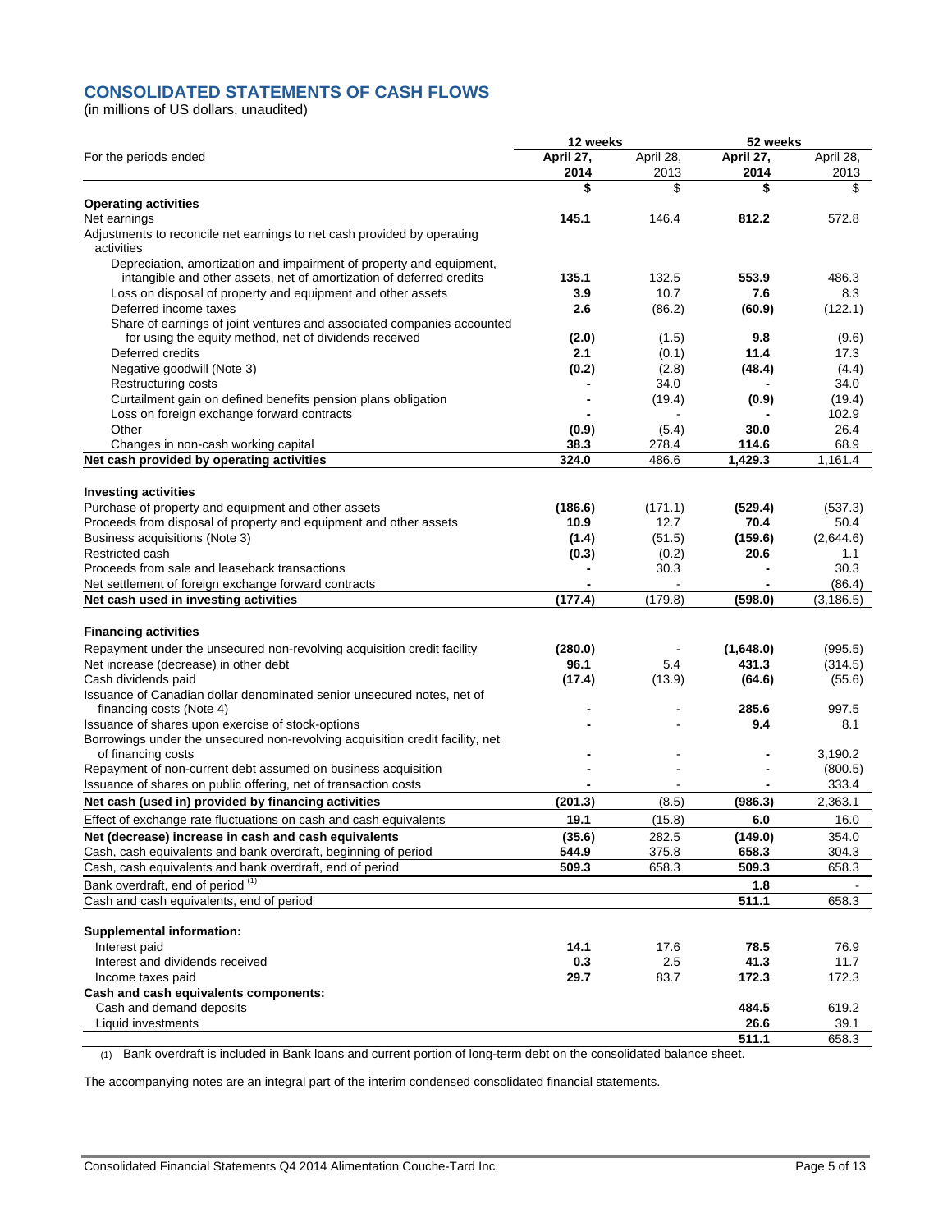## CONSOLIDATED STATEMENTS OF CASH FLOWS

(in millions of US dollars, unaudited)

| | 12 weeks | | 52 weeks | |
|---|---|---|---|---|
| For the periods ended | **April 27, 2014** | April 28, 2013 | **April 27, 2014** | April 28, 2013 |
| | **$** | $ | **$** | $ |
| **Operating activities** | | | | |
| Net earnings | **145.1** | 146.4 | **812.2** | 572.8 |
| Adjustments to reconcile net earnings to net cash provided by operating activities | | | | |
| Depreciation, amortization and impairment of property and equipment, intangible and other assets, net of amortization of deferred credits | **135.1** | 132.5 | **553.9** | 486.3 |
| Loss on disposal of property and equipment and other assets | **3.9** | 10.7 | **7.6** | 8.3 |
| Deferred income taxes | **2.6** | (86.2) | **(60.9)** | (122.1) |
| Share of earnings of joint ventures and associated companies accounted for using the equity method, net of dividends received | **(2.0)** | (1.5) | **9.8** | (9.6) |
| Deferred credits | **2.1** | (0.1) | **11.4** | 17.3 |
| Negative goodwill (Note 3) | **(0.2)** | (2.8) | **(48.4)** | (4.4) |
| Restructuring costs | **-** | 34.0 | **-** | 34.0 |
| Curtailment gain on defined benefits pension plans obligation | **-** | (19.4) | **(0.9)** | (19.4) |
| Loss on foreign exchange forward contracts | **-** | - | **-** | 102.9 |
| Other | **(0.9)** | (5.4) | **30.0** | 26.4 |
| Changes in non-cash working capital | **38.3** | 278.4 | **114.6** | 68.9 |
| **Net cash provided by operating activities** | **324.0** | 486.6 | **1,429.3** | 1,161.4 |
| | | | | |
| **Investing activities** | | | | |
| Purchase of property and equipment and other assets | **(186.6)** | (171.1) | **(529.4)** | (537.3) |
| Proceeds from disposal of property and equipment and other assets | **10.9** | 12.7 | **70.4** | 50.4 |
| Business acquisitions (Note 3) | **(1.4)** | (51.5) | **(159.6)** | (2,644.6) |
| Restricted cash | **(0.3)** | (0.2) | **20.6** | 1.1 |
| Proceeds from sale and leaseback transactions | **-** | 30.3 | **-** | 30.3 |
| Net settlement of foreign exchange forward contracts | **-** | - | **-** | (86.4) |
| **Net cash used in investing activities** | **(177.4)** | (179.8) | **(598.0)** | (3,186.5) |
| | | | | |
| **Financing activities** | | | | |
| Repayment under the unsecured non-revolving acquisition credit facility | **(280.0)** | - | **(1,648.0)** | (995.5) |
| Net increase (decrease) in other debt | **96.1** | 5.4 | **431.3** | (314.5) |
| Cash dividends paid | **(17.4)** | (13.9) | **(64.6)** | (55.6) |
| Issuance of Canadian dollar denominated senior unsecured notes, net of financing costs (Note 4) | **-** | - | **285.6** | 997.5 |
| Issuance of shares upon exercise of stock-options | **-** | - | **9.4** | 8.1 |
| Borrowings under the unsecured non-revolving acquisition credit facility, net of financing costs | **-** | - | **-** | 3,190.2 |
| Repayment of non-current debt assumed on business acquisition | **-** | - | **-** | (800.5) |
| Issuance of shares on public offering, net of transaction costs | **-** | - | **-** | 333.4 |
| **Net cash (used in) provided by financing activities** | **(201.3)** | (8.5) | **(986.3)** | 2,363.1 |
| Effect of exchange rate fluctuations on cash and cash equivalents | **19.1** | (15.8) | **6.0** | 16.0 |
| **Net (decrease) increase in cash and cash equivalents** | **(35.6)** | 282.5 | **(149.0)** | 354.0 |
| Cash, cash equivalents and bank overdraft, beginning of period | **544.9** | 375.8 | **658.3** | 304.3 |
| Cash, cash equivalents and bank overdraft, end of period | **509.3** | 658.3 | **509.3** | 658.3 |
| Bank overdraft, end of period [(1)] | | | **1.8** | - |
| Cash and cash equivalents, end of period | | | **511.1** | 658.3 |
| | | | | |
| **Supplemental information:** | | | | |
| Interest paid | **14.1** | 17.6 | **78.5** | 76.9 |
| Interest and dividends received | **0.3** | 2.5 | **41.3** | 11.7 |
| Income taxes paid | **29.7** | 83.7 | **172.3** | 172.3 |
| **Cash and cash equivalents components:** | | | | |
| Cash and demand deposits | | | **484.5** | 619.2 |
| Liquid investments | | | **26.6** | 39.1 |
| | | | **511.1** | 658.3 |

(1) Bank overdraft is included in Bank loans and current portion of long-term debt on the consolidated balance sheet.

The accompanying notes are an integral part of the interim condensed consolidated financial statements.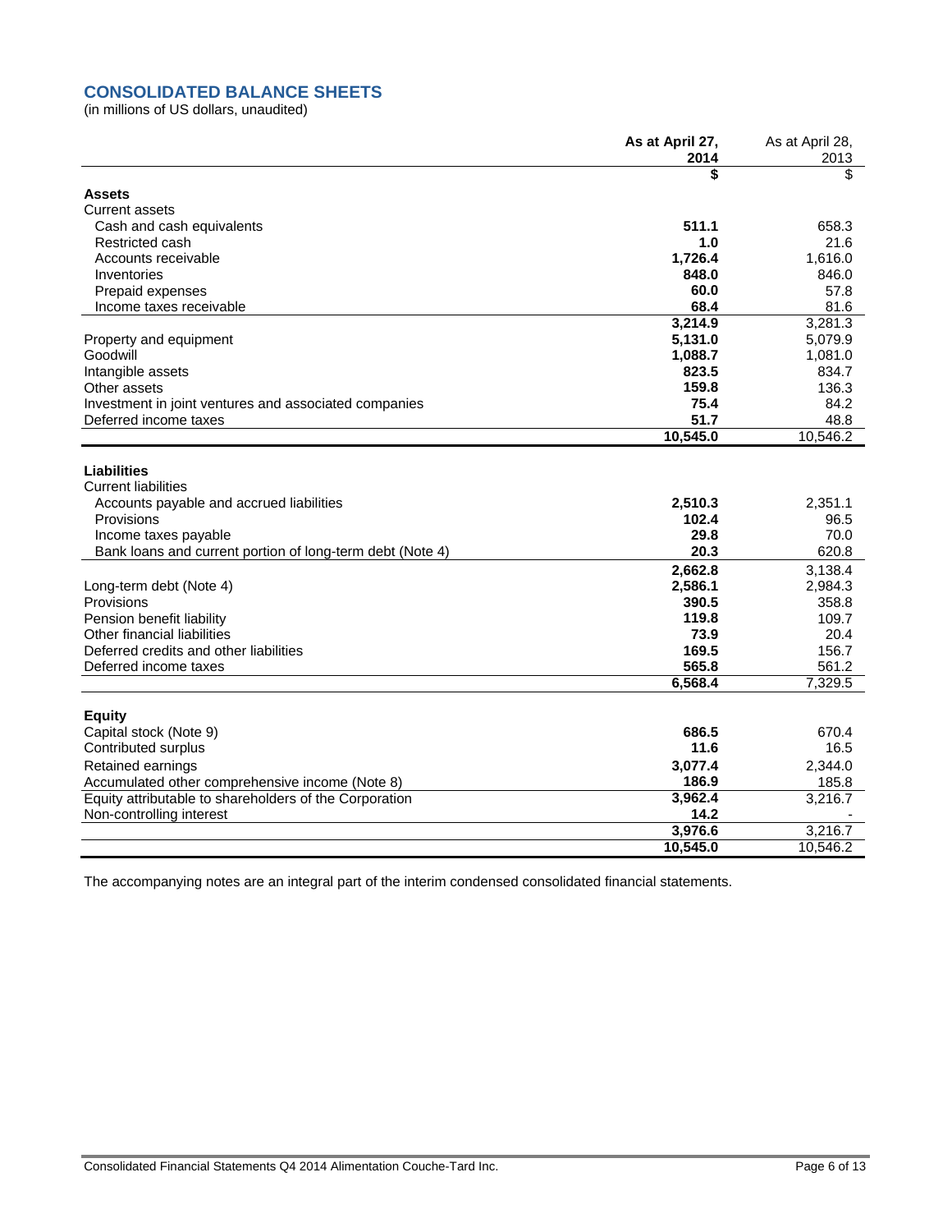# CONSOLIDATED BALANCE SHEETS

(in millions of US dollars, unaudited)

| | **As at April 27, 2014** | As at April 28, 2013 |
|---|---|---|
| | **$** | $ |
| **Assets** | | |
| Current assets | | |
| Cash and cash equivalents | **511.1** | 658.3 |
| Restricted cash | **1.0** | 21.6 |
| Accounts receivable | **1,726.4** | 1,616.0 |
| Inventories | **848.0** | 846.0 |
| Prepaid expenses | **60.0** | 57.8 |
| Income taxes receivable | **68.4** | 81.6 |
| | **3,214.9** | 3,281.3 |
| Property and equipment | **5,131.0** | 5,079.9 |
| Goodwill | **1,088.7** | 1,081.0 |
| Intangible assets | **823.5** | 834.7 |
| Other assets | **159.8** | 136.3 |
| Investment in joint ventures and associated companies | **75.4** | 84.2 |
| Deferred income taxes | **51.7** | 48.8 |
| | **10,545.0** | 10,546.2 |
| **Liabilities** | | |
| Current liabilities | | |
| Accounts payable and accrued liabilities | **2,510.3** | 2,351.1 |
| Provisions | **102.4** | 96.5 |
| Income taxes payable | **29.8** | 70.0 |
| Bank loans and current portion of long-term debt (Note 4) | **20.3** | 620.8 |
| | **2,662.8** | 3,138.4 |
| Long-term debt (Note 4) | **2,586.1** | 2,984.3 |
| Provisions | **390.5** | 358.8 |
| Pension benefit liability | **119.8** | 109.7 |
| Other financial liabilities | **73.9** | 20.4 |
| Deferred credits and other liabilities | **169.5** | 156.7 |
| Deferred income taxes | **565.8** | 561.2 |
| | **6,568.4** | 7,329.5 |
| **Equity** | | |
| Capital stock (Note 9) | **686.5** | 670.4 |
| Contributed surplus | **11.6** | 16.5 |
| Retained earnings | **3,077.4** | 2,344.0 |
| Accumulated other comprehensive income (Note 8) | **186.9** | 185.8 |
| Equity attributable to shareholders of the Corporation | **3,962.4** | 3,216.7 |
| Non-controlling interest | **14.2** | - |
| | **3,976.6** | 3,216.7 |
| | **10,545.0** | 10,546.2 |

The accompanying notes are an integral part of the interim condensed consolidated financial statements.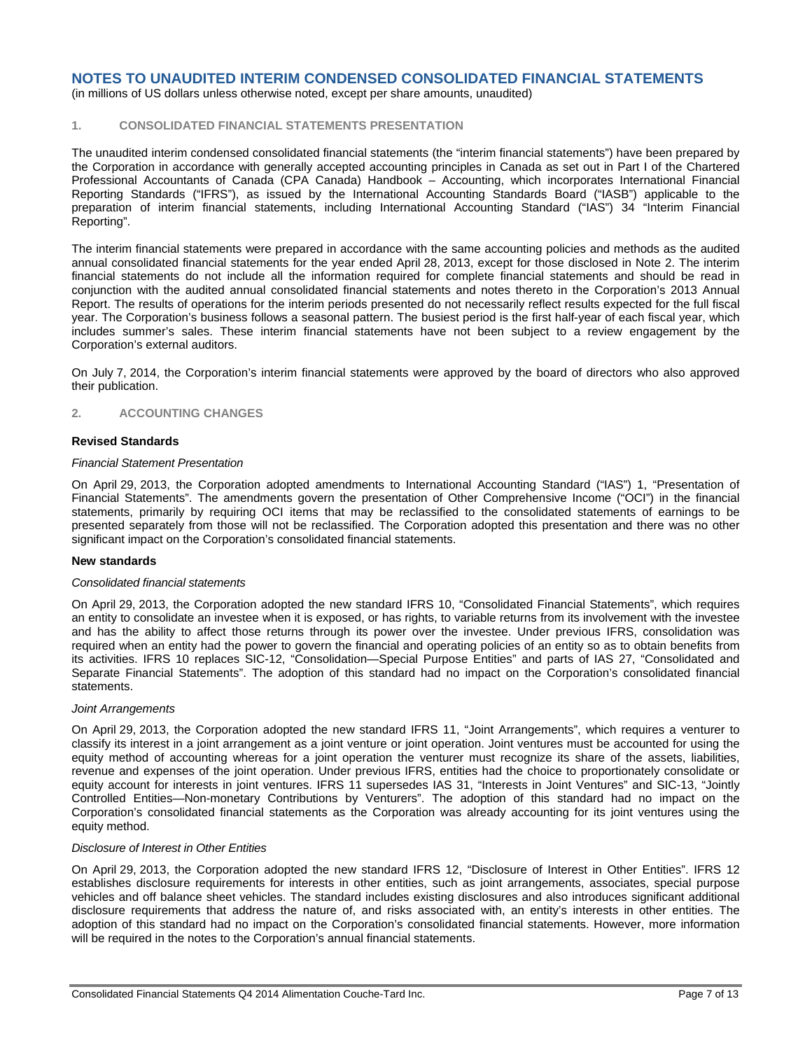# NOTES TO UNAUDITED INTERIM CONDENSED CONSOLIDATED FINANCIAL STATEMENTS

(in millions of US dollars unless otherwise noted, except per share amounts, unaudited)

## 1. CONSOLIDATED FINANCIAL STATEMENTS PRESENTATION

The unaudited interim condensed consolidated financial statements (the "interim financial statements") have been prepared by the Corporation in accordance with generally accepted accounting principles in Canada as set out in Part I of the Chartered Professional Accountants of Canada (CPA Canada) Handbook – Accounting, which incorporates International Financial Reporting Standards ("IFRS"), as issued by the International Accounting Standards Board ("IASB") applicable to the preparation of interim financial statements, including International Accounting Standard ("IAS") 34 "Interim Financial Reporting".

The interim financial statements were prepared in accordance with the same accounting policies and methods as the audited annual consolidated financial statements for the year ended April 28, 2013, except for those disclosed in Note 2. The interim financial statements do not include all the information required for complete financial statements and should be read in conjunction with the audited annual consolidated financial statements and notes thereto in the Corporation's 2013 Annual Report. The results of operations for the interim periods presented do not necessarily reflect results expected for the full fiscal year. The Corporation's business follows a seasonal pattern. The busiest period is the first half-year of each fiscal year, which includes summer's sales. These interim financial statements have not been subject to a review engagement by the Corporation's external auditors.

On July 7, 2014, the Corporation's interim financial statements were approved by the board of directors who also approved their publication.

## 2. ACCOUNTING CHANGES

### Revised Standards

*Financial Statement Presentation*

On April 29, 2013, the Corporation adopted amendments to International Accounting Standard ("IAS") 1, "Presentation of Financial Statements". The amendments govern the presentation of Other Comprehensive Income ("OCI") in the financial statements, primarily by requiring OCI items that may be reclassified to the consolidated statements of earnings to be presented separately from those will not be reclassified. The Corporation adopted this presentation and there was no other significant impact on the Corporation's consolidated financial statements.

### New standards

*Consolidated financial statements*

On April 29, 2013, the Corporation adopted the new standard IFRS 10, "Consolidated Financial Statements", which requires an entity to consolidate an investee when it is exposed, or has rights, to variable returns from its involvement with the investee and has the ability to affect those returns through its power over the investee. Under previous IFRS, consolidation was required when an entity had the power to govern the financial and operating policies of an entity so as to obtain benefits from its activities. IFRS 10 replaces SIC-12, "Consolidation—Special Purpose Entities" and parts of IAS 27, "Consolidated and Separate Financial Statements". The adoption of this standard had no impact on the Corporation's consolidated financial statements.

*Joint Arrangements*

On April 29, 2013, the Corporation adopted the new standard IFRS 11, "Joint Arrangements", which requires a venturer to classify its interest in a joint arrangement as a joint venture or joint operation. Joint ventures must be accounted for using the equity method of accounting whereas for a joint operation the venturer must recognize its share of the assets, liabilities, revenue and expenses of the joint operation. Under previous IFRS, entities had the choice to proportionately consolidate or equity account for interests in joint ventures. IFRS 11 supersedes IAS 31, "Interests in Joint Ventures" and SIC-13, "Jointly Controlled Entities—Non-monetary Contributions by Venturers". The adoption of this standard had no impact on the Corporation's consolidated financial statements as the Corporation was already accounting for its joint ventures using the equity method.

*Disclosure of Interest in Other Entities*

On April 29, 2013, the Corporation adopted the new standard IFRS 12, "Disclosure of Interest in Other Entities". IFRS 12 establishes disclosure requirements for interests in other entities, such as joint arrangements, associates, special purpose vehicles and off balance sheet vehicles. The standard includes existing disclosures and also introduces significant additional disclosure requirements that address the nature of, and risks associated with, an entity's interests in other entities. The adoption of this standard had no impact on the Corporation's consolidated financial statements. However, more information will be required in the notes to the Corporation's annual financial statements.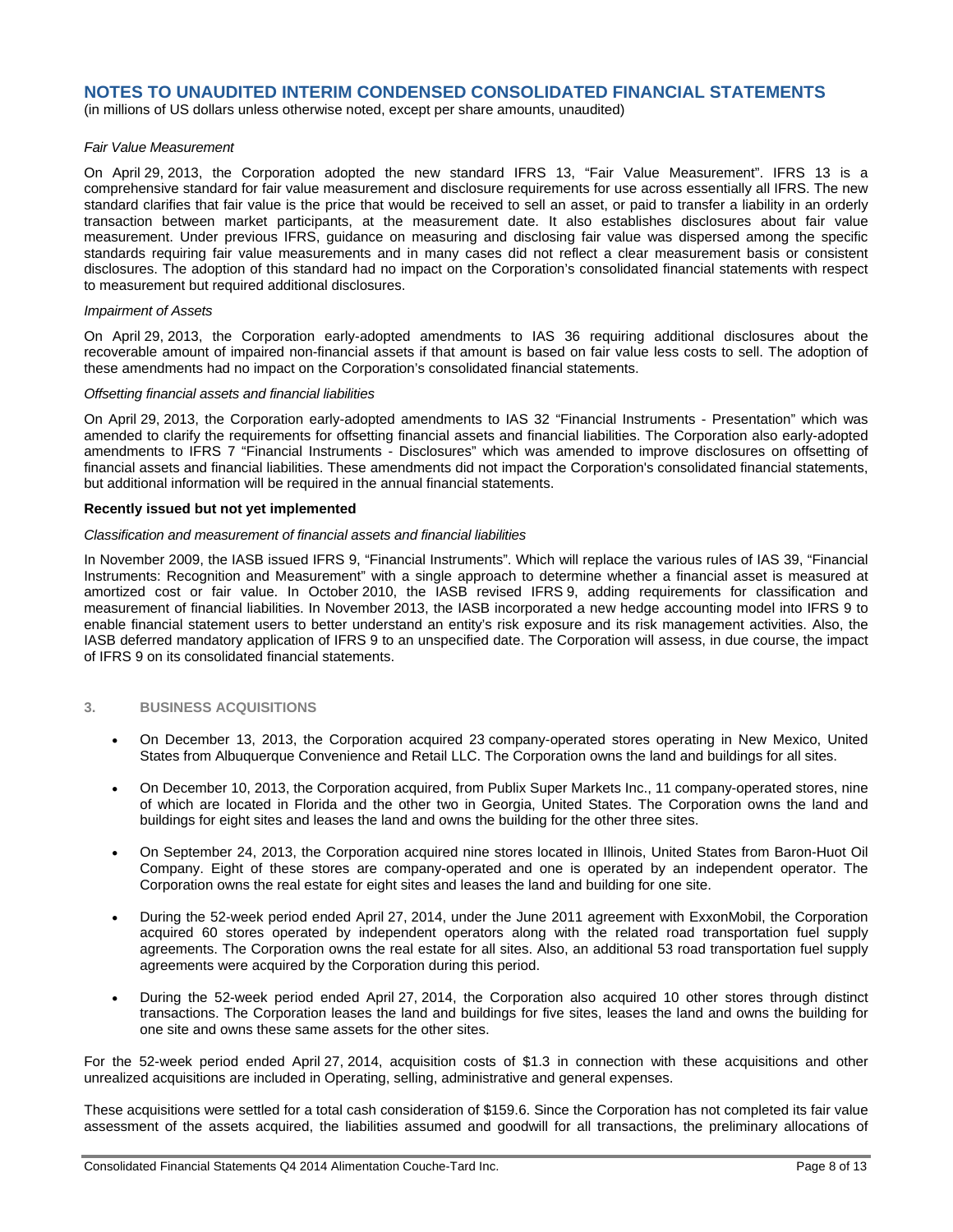# NOTES TO UNAUDITED INTERIM CONDENSED CONSOLIDATED FINANCIAL STATEMENTS

(in millions of US dollars unless otherwise noted, except per share amounts, unaudited)

*Fair Value Measurement*

On April 29, 2013, the Corporation adopted the new standard IFRS 13, "Fair Value Measurement". IFRS 13 is a comprehensive standard for fair value measurement and disclosure requirements for use across essentially all IFRS. The new standard clarifies that fair value is the price that would be received to sell an asset, or paid to transfer a liability in an orderly transaction between market participants, at the measurement date. It also establishes disclosures about fair value measurement. Under previous IFRS, guidance on measuring and disclosing fair value was dispersed among the specific standards requiring fair value measurements and in many cases did not reflect a clear measurement basis or consistent disclosures. The adoption of this standard had no impact on the Corporation's consolidated financial statements with respect to measurement but required additional disclosures.

*Impairment of Assets*

On April 29, 2013, the Corporation early-adopted amendments to IAS 36 requiring additional disclosures about the recoverable amount of impaired non-financial assets if that amount is based on fair value less costs to sell. The adoption of these amendments had no impact on the Corporation's consolidated financial statements.

*Offsetting financial assets and financial liabilities*

On April 29, 2013, the Corporation early-adopted amendments to IAS 32 "Financial Instruments - Presentation" which was amended to clarify the requirements for offsetting financial assets and financial liabilities. The Corporation also early-adopted amendments to IFRS 7 "Financial Instruments - Disclosures" which was amended to improve disclosures on offsetting of financial assets and financial liabilities. These amendments did not impact the Corporation's consolidated financial statements, but additional information will be required in the annual financial statements.

**Recently issued but not yet implemented**

*Classification and measurement of financial assets and financial liabilities*

In November 2009, the IASB issued IFRS 9, "Financial Instruments". Which will replace the various rules of IAS 39, "Financial Instruments: Recognition and Measurement" with a single approach to determine whether a financial asset is measured at amortized cost or fair value. In October 2010, the IASB revised IFRS 9, adding requirements for classification and measurement of financial liabilities. In November 2013, the IASB incorporated a new hedge accounting model into IFRS 9 to enable financial statement users to better understand an entity's risk exposure and its risk management activities. Also, the IASB deferred mandatory application of IFRS 9 to an unspecified date. The Corporation will assess, in due course, the impact of IFRS 9 on its consolidated financial statements.

## 3. BUSINESS ACQUISITIONS

- On December 13, 2013, the Corporation acquired 23 company-operated stores operating in New Mexico, United States from Albuquerque Convenience and Retail LLC. The Corporation owns the land and buildings for all sites.
- On December 10, 2013, the Corporation acquired, from Publix Super Markets Inc., 11 company-operated stores, nine of which are located in Florida and the other two in Georgia, United States. The Corporation owns the land and buildings for eight sites and leases the land and owns the building for the other three sites.
- On September 24, 2013, the Corporation acquired nine stores located in Illinois, United States from Baron-Huot Oil Company. Eight of these stores are company-operated and one is operated by an independent operator. The Corporation owns the real estate for eight sites and leases the land and building for one site.
- During the 52-week period ended April 27, 2014, under the June 2011 agreement with ExxonMobil, the Corporation acquired 60 stores operated by independent operators along with the related road transportation fuel supply agreements. The Corporation owns the real estate for all sites. Also, an additional 53 road transportation fuel supply agreements were acquired by the Corporation during this period.
- During the 52-week period ended April 27, 2014, the Corporation also acquired 10 other stores through distinct transactions. The Corporation leases the land and buildings for five sites, leases the land and owns the building for one site and owns these same assets for the other sites.

For the 52-week period ended April 27, 2014, acquisition costs of $1.3 in connection with these acquisitions and other unrealized acquisitions are included in Operating, selling, administrative and general expenses.

These acquisitions were settled for a total cash consideration of $159.6. Since the Corporation has not completed its fair value assessment of the assets acquired, the liabilities assumed and goodwill for all transactions, the preliminary allocations of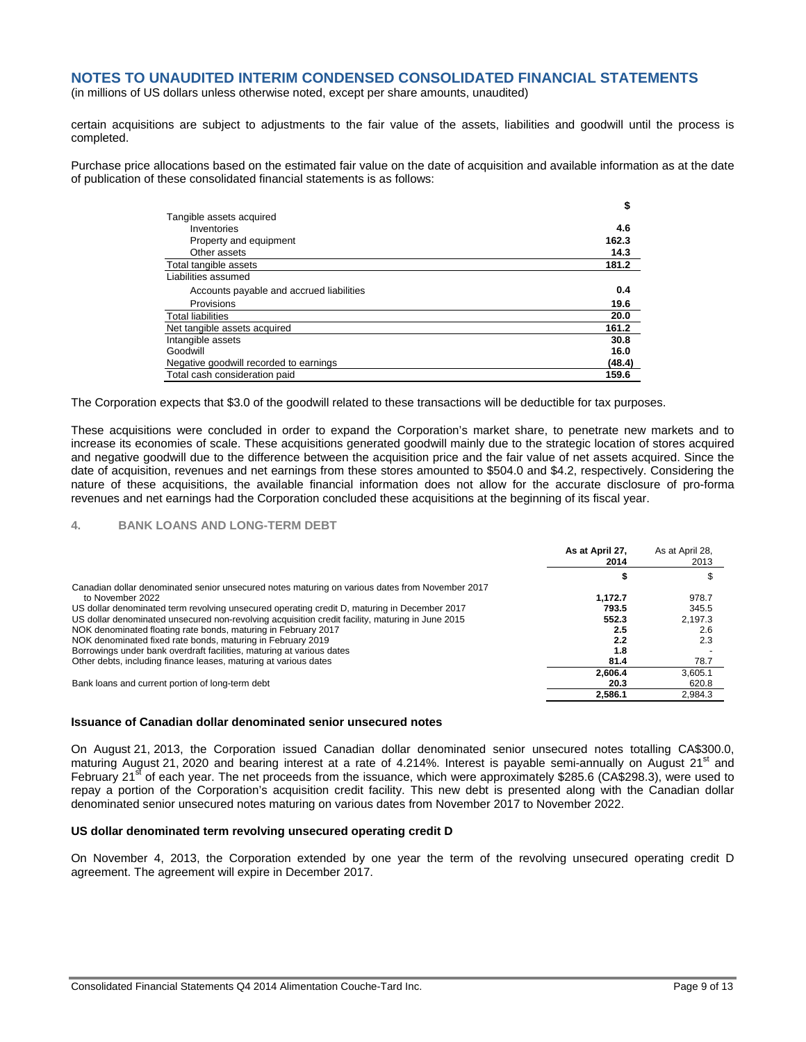# NOTES TO UNAUDITED INTERIM CONDENSED CONSOLIDATED FINANCIAL STATEMENTS

(in millions of US dollars unless otherwise noted, except per share amounts, unaudited)

certain acquisitions are subject to adjustments to the fair value of the assets, liabilities and goodwill until the process is completed.

Purchase price allocations based on the estimated fair value on the date of acquisition and available information as at the date of publication of these consolidated financial statements is as follows:

| | $ |
|---|---|
| Tangible assets acquired | |
| Inventories | **4.6** |
| Property and equipment | **162.3** |
| Other assets | **14.3** |
| Total tangible assets | **181.2** |
| Liabilities assumed | |
| Accounts payable and accrued liabilities | **0.4** |
| Provisions | **19.6** |
| Total liabilities | **20.0** |
| Net tangible assets acquired | **161.2** |
| Intangible assets | **30.8** |
| Goodwill | **16.0** |
| Negative goodwill recorded to earnings | **(48.4)** |
| Total cash consideration paid | **159.6** |

The Corporation expects that $3.0 of the goodwill related to these transactions will be deductible for tax purposes.

These acquisitions were concluded in order to expand the Corporation's market share, to penetrate new markets and to increase its economies of scale. These acquisitions generated goodwill mainly due to the strategic location of stores acquired and negative goodwill due to the difference between the acquisition price and the fair value of net assets acquired. Since the date of acquisition, revenues and net earnings from these stores amounted to $504.0 and $4.2, respectively. Considering the nature of these acquisitions, the available financial information does not allow for the accurate disclosure of pro-forma revenues and net earnings had the Corporation concluded these acquisitions at the beginning of its fiscal year.

## 4. BANK LOANS AND LONG-TERM DEBT

| | **As at April 27, 2014** | As at April 28, 2013 |
|---|---|---|
| | **$** | $ |
| Canadian dollar denominated senior unsecured notes maturing on various dates from November 2017 to November 2022 | **1,172.7** | 978.7 |
| US dollar denominated term revolving unsecured operating credit D, maturing in December 2017 | **793.5** | 345.5 |
| US dollar denominated unsecured non-revolving acquisition credit facility, maturing in June 2015 | **552.3** | 2,197.3 |
| NOK denominated floating rate bonds, maturing in February 2017 | **2.5** | 2.6 |
| NOK denominated fixed rate bonds, maturing in February 2019 | **2.2** | 2.3 |
| Borrowings under bank overdraft facilities, maturing at various dates | **1.8** | - |
| Other debts, including finance leases, maturing at various dates | **81.4** | 78.7 |
| | **2,606.4** | 3,605.1 |
| Bank loans and current portion of long-term debt | **20.3** | 620.8 |
| | **2,586.1** | 2,984.3 |

### Issuance of Canadian dollar denominated senior unsecured notes

On August 21, 2013, the Corporation issued Canadian dollar denominated senior unsecured notes totalling CA$300.0, maturing August 21, 2020 and bearing interest at a rate of 4.214%. Interest is payable semi-annually on August 21st and February 21st of each year. The net proceeds from the issuance, which were approximately $285.6 (CA$298.3), were used to repay a portion of the Corporation's acquisition credit facility. This new debt is presented along with the Canadian dollar denominated senior unsecured notes maturing on various dates from November 2017 to November 2022.

### US dollar denominated term revolving unsecured operating credit D

On November 4, 2013, the Corporation extended by one year the term of the revolving unsecured operating credit D agreement. The agreement will expire in December 2017.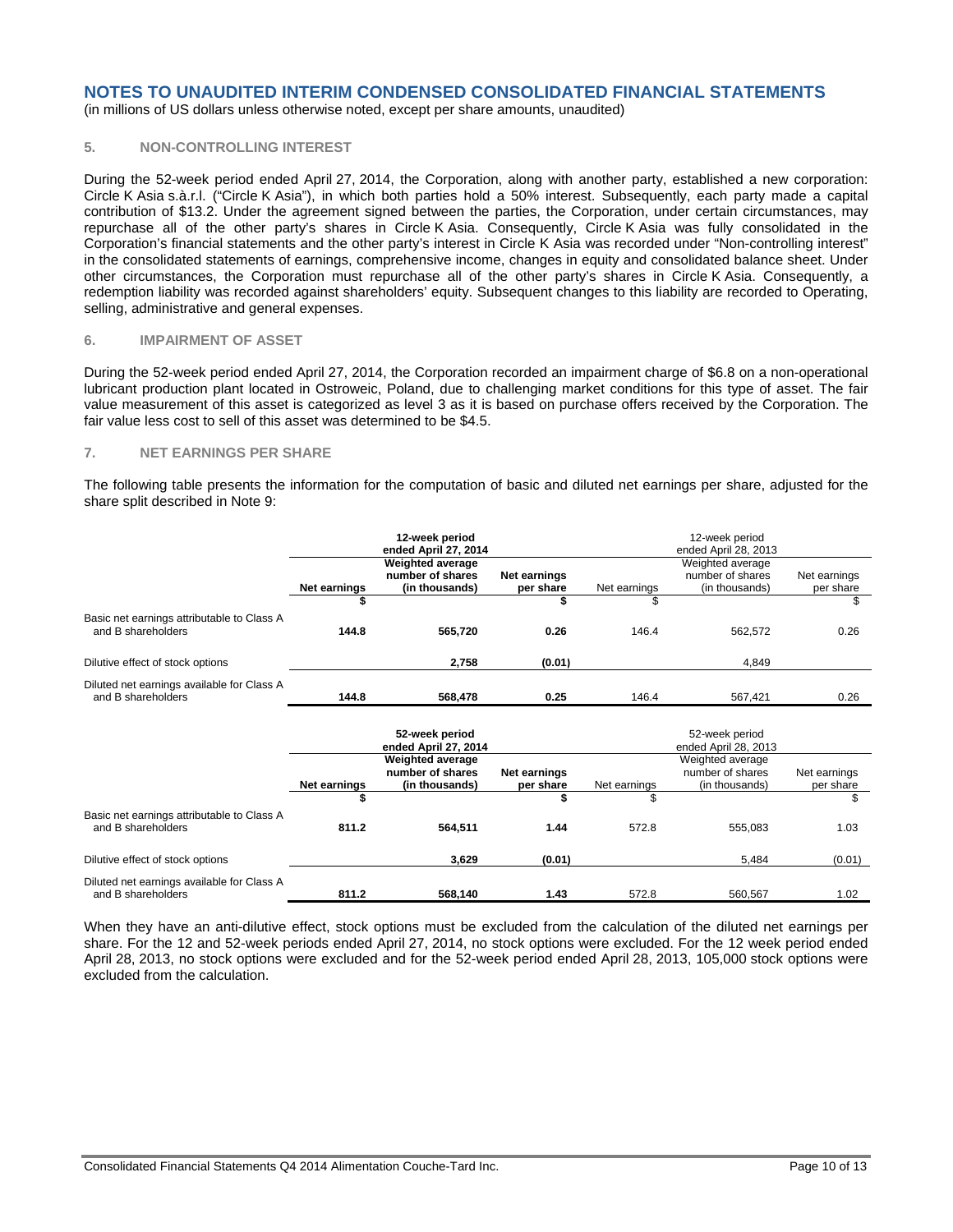# NOTES TO UNAUDITED INTERIM CONDENSED CONSOLIDATED FINANCIAL STATEMENTS

(in millions of US dollars unless otherwise noted, except per share amounts, unaudited)

## 5. NON-CONTROLLING INTEREST

During the 52-week period ended April 27, 2014, the Corporation, along with another party, established a new corporation: Circle K Asia s.à.r.l. ("Circle K Asia"), in which both parties hold a 50% interest. Subsequently, each party made a capital contribution of $13.2. Under the agreement signed between the parties, the Corporation, under certain circumstances, may repurchase all of the other party's shares in Circle K Asia. Consequently, Circle K Asia was fully consolidated in the Corporation's financial statements and the other party's interest in Circle K Asia was recorded under "Non-controlling interest" in the consolidated statements of earnings, comprehensive income, changes in equity and consolidated balance sheet. Under other circumstances, the Corporation must repurchase all of the other party's shares in Circle K Asia. Consequently, a redemption liability was recorded against shareholders' equity. Subsequent changes to this liability are recorded to Operating, selling, administrative and general expenses.

## 6. IMPAIRMENT OF ASSET

During the 52-week period ended April 27, 2014, the Corporation recorded an impairment charge of $6.8 on a non-operational lubricant production plant located in Ostroweic, Poland, due to challenging market conditions for this type of asset. The fair value measurement of this asset is categorized as level 3 as it is based on purchase offers received by the Corporation. The fair value less cost to sell of this asset was determined to be $4.5.

## 7. NET EARNINGS PER SHARE

The following table presents the information for the computation of basic and diluted net earnings per share, adjusted for the share split described in Note 9:

| | **12-week period ended April 27, 2014** | | | 12-week period ended April 28, 2013 | | |
|---|---|---|---|---|---|---|
| | **Net earnings** | **Weighted average number of shares (in thousands)** | **Net earnings per share** | Net earnings | Weighted average number of shares (in thousands) | Net earnings per share |
| | **$** | | **$** | $ | | $ |
| Basic net earnings attributable to Class A and B shareholders | **144.8** | **565,720** | **0.26** | 146.4 | 562,572 | 0.26 |
| Dilutive effect of stock options | | **2,758** | **(0.01)** | | 4,849 | |
| Diluted net earnings available for Class A and B shareholders | **144.8** | **568,478** | **0.25** | 146.4 | 567,421 | 0.26 |

| | **52-week period ended April 27, 2014** | | | 52-week period ended April 28, 2013 | | |
|---|---|---|---|---|---|---|
| | **Net earnings** | **Weighted average number of shares (in thousands)** | **Net earnings per share** | Net earnings | Weighted average number of shares (in thousands) | Net earnings per share |
| | **$** | | **$** | $ | | $ |
| Basic net earnings attributable to Class A and B shareholders | **811.2** | **564,511** | **1.44** | 572.8 | 555,083 | 1.03 |
| Dilutive effect of stock options | | **3,629** | **(0.01)** | | 5,484 | (0.01) |
| Diluted net earnings available for Class A and B shareholders | **811.2** | **568,140** | **1.43** | 572.8 | 560,567 | 1.02 |

When they have an anti-dilutive effect, stock options must be excluded from the calculation of the diluted net earnings per share. For the 12 and 52-week periods ended April 27, 2014, no stock options were excluded. For the 12 week period ended April 28, 2013, no stock options were excluded and for the 52-week period ended April 28, 2013, 105,000 stock options were excluded from the calculation.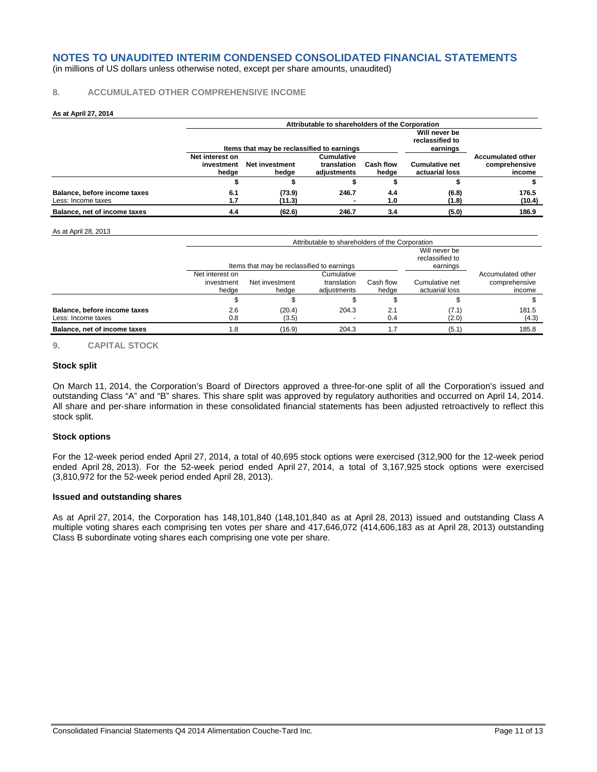# NOTES TO UNAUDITED INTERIM CONDENSED CONSOLIDATED FINANCIAL STATEMENTS

(in millions of US dollars unless otherwise noted, except per share amounts, unaudited)

## 8. ACCUMULATED OTHER COMPREHENSIVE INCOME

**As at April 27, 2014**

| | Attributable to shareholders of the Corporation | | | | | |
|---|---|---|---|---|---|---|
| | Items that may be reclassified to earnings | | | | Will never be reclassified to earnings | |
| | **Net interest on investment hedge** | **Net investment hedge** | **Cumulative translation adjustments** | **Cash flow hedge** | **Cumulative net actuarial loss** | **Accumulated other comprehensive income** |
| | **\$** | **\$** | **\$** | **\$** | **\$** | **\$** |
| **Balance, before income taxes** | **6.1** | **(73.9)** | **246.7** | **4.4** | **(6.8)** | **176.5** |
| Less: Income taxes | **1.7** | **(11.3)** | **-** | **1.0** | **(1.8)** | **(10.4)** |
| **Balance, net of income taxes** | **4.4** | **(62.6)** | **246.7** | **3.4** | **(5.0)** | **186.9** |

As at April 28, 2013

| | Attributable to shareholders of the Corporation | | | | | |
|---|---|---|---|---|---|---|
| | Items that may be reclassified to earnings | | | | Will never be reclassified to earnings | |
| | Net interest on investment hedge | Net investment hedge | Cumulative translation adjustments | Cash flow hedge | Cumulative net actuarial loss | Accumulated other comprehensive income |
| | \$ | \$ | \$ | \$ | \$ | \$ |
| **Balance, before income taxes** | 2.6 | (20.4) | 204.3 | 2.1 | (7.1) | 181.5 |
| Less: Income taxes | 0.8 | (3.5) | - | 0.4 | (2.0) | (4.3) |
| **Balance, net of income taxes** | 1.8 | (16.9) | 204.3 | 1.7 | (5.1) | 185.8 |

## 9. CAPITAL STOCK

### Stock split

On March 11, 2014, the Corporation's Board of Directors approved a three-for-one split of all the Corporation's issued and outstanding Class "A" and "B" shares. This share split was approved by regulatory authorities and occurred on April 14, 2014. All share and per-share information in these consolidated financial statements has been adjusted retroactively to reflect this stock split.

### Stock options

For the 12-week period ended April 27, 2014, a total of 40,695 stock options were exercised (312,900 for the 12-week period ended April 28, 2013). For the 52-week period ended April 27, 2014, a total of 3,167,925 stock options were exercised (3,810,972 for the 52-week period ended April 28, 2013).

### Issued and outstanding shares

As at April 27, 2014, the Corporation has 148,101,840 (148,101,840 as at April 28, 2013) issued and outstanding Class A multiple voting shares each comprising ten votes per share and 417,646,072 (414,606,183 as at April 28, 2013) outstanding Class B subordinate voting shares each comprising one vote per share.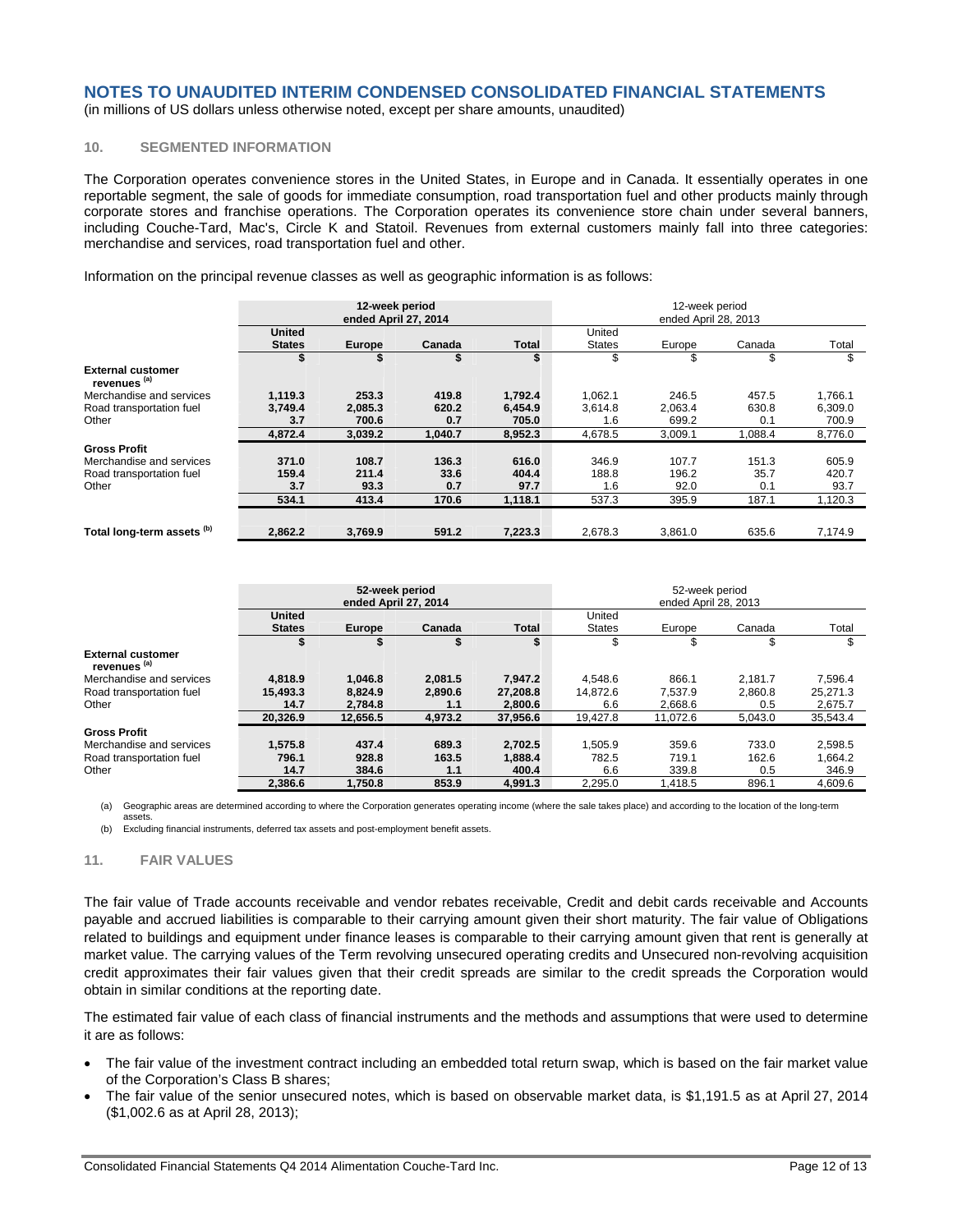# NOTES TO UNAUDITED INTERIM CONDENSED CONSOLIDATED FINANCIAL STATEMENTS

(in millions of US dollars unless otherwise noted, except per share amounts, unaudited)

## 10. SEGMENTED INFORMATION

The Corporation operates convenience stores in the United States, in Europe and in Canada. It essentially operates in one reportable segment, the sale of goods for immediate consumption, road transportation fuel and other products mainly through corporate stores and franchise operations. The Corporation operates its convenience store chain under several banners, including Couche-Tard, Mac's, Circle K and Statoil. Revenues from external customers mainly fall into three categories: merchandise and services, road transportation fuel and other.

Information on the principal revenue classes as well as geographic information is as follows:

| | **12-week period ended April 27, 2014** | | | | 12-week period ended April 28, 2013 | | | |
|---|---|---|---|---|---|---|---|---|
| | **United States** | **Europe** | **Canada** | **Total** | United States | Europe | Canada | Total |
| | **$** | **$** | **$** | **$** | $ | $ | $ | $ |
| **External customer revenues [(a)]** | | | | | | | | |
| Merchandise and services | **1,119.3** | **253.3** | **419.8** | **1,792.4** | 1,062.1 | 246.5 | 457.5 | 1,766.1 |
| Road transportation fuel | **3,749.4** | **2,085.3** | **620.2** | **6,454.9** | 3,614.8 | 2,063.4 | 630.8 | 6,309.0 |
| Other | **3.7** | **700.6** | **0.7** | **705.0** | 1.6 | 699.2 | 0.1 | 700.9 |
| | **4,872.4** | **3,039.2** | **1,040.7** | **8,952.3** | 4,678.5 | 3,009.1 | 1,088.4 | 8,776.0 |
| **Gross Profit** | | | | | | | | |
| Merchandise and services | **371.0** | **108.7** | **136.3** | **616.0** | 346.9 | 107.7 | 151.3 | 605.9 |
| Road transportation fuel | **159.4** | **211.4** | **33.6** | **404.4** | 188.8 | 196.2 | 35.7 | 420.7 |
| Other | **3.7** | **93.3** | **0.7** | **97.7** | 1.6 | 92.0 | 0.1 | 93.7 |
| | **534.1** | **413.4** | **170.6** | **1,118.1** | 537.3 | 395.9 | 187.1 | 1,120.3 |
| **Total long-term assets [(b)]** | **2,862.2** | **3,769.9** | **591.2** | **7,223.3** | 2,678.3 | 3,861.0 | 635.6 | 7,174.9 |

| | **52-week period ended April 27, 2014** | | | | 52-week period ended April 28, 2013 | | | |
|---|---|---|---|---|---|---|---|---|
| | **United States** | **Europe** | **Canada** | **Total** | United States | Europe | Canada | Total |
| | **$** | **$** | **$** | **$** | $ | $ | $ | $ |
| **External customer revenues [(a)]** | | | | | | | | |
| Merchandise and services | **4,818.9** | **1,046.8** | **2,081.5** | **7,947.2** | 4,548.6 | 866.1 | 2,181.7 | 7,596.4 |
| Road transportation fuel | **15,493.3** | **8,824.9** | **2,890.6** | **27,208.8** | 14,872.6 | 7,537.9 | 2,860.8 | 25,271.3 |
| Other | **14.7** | **2,784.8** | **1.1** | **2,800.6** | 6.6 | 2,668.6 | 0.5 | 2,675.7 |
| | **20,326.9** | **12,656.5** | **4,973.2** | **37,956.6** | 19,427.8 | 11,072.6 | 5,043.0 | 35,543.4 |
| **Gross Profit** | | | | | | | | |
| Merchandise and services | **1,575.8** | **437.4** | **689.3** | **2,702.5** | 1,505.9 | 359.6 | 733.0 | 2,598.5 |
| Road transportation fuel | **796.1** | **928.8** | **163.5** | **1,888.4** | 782.5 | 719.1 | 162.6 | 1,664.2 |
| Other | **14.7** | **384.6** | **1.1** | **400.4** | 6.6 | 339.8 | 0.5 | 346.9 |
| | **2,386.6** | **1,750.8** | **853.9** | **4,991.3** | 2,295.0 | 1,418.5 | 896.1 | 4,609.6 |

(a) Geographic areas are determined according to where the Corporation generates operating income (where the sale takes place) and according to the location of the long-term assets.

(b) Excluding financial instruments, deferred tax assets and post-employment benefit assets.

## 11. FAIR VALUES

The fair value of Trade accounts receivable and vendor rebates receivable, Credit and debit cards receivable and Accounts payable and accrued liabilities is comparable to their carrying amount given their short maturity. The fair value of Obligations related to buildings and equipment under finance leases is comparable to their carrying amount given that rent is generally at market value. The carrying values of the Term revolving unsecured operating credits and Unsecured non-revolving acquisition credit approximates their fair values given that their credit spreads are similar to the credit spreads the Corporation would obtain in similar conditions at the reporting date.

The estimated fair value of each class of financial instruments and the methods and assumptions that were used to determine it are as follows:

- The fair value of the investment contract including an embedded total return swap, which is based on the fair market value of the Corporation's Class B shares;
- The fair value of the senior unsecured notes, which is based on observable market data, is $1,191.5 as at April 27, 2014 ($1,002.6 as at April 28, 2013);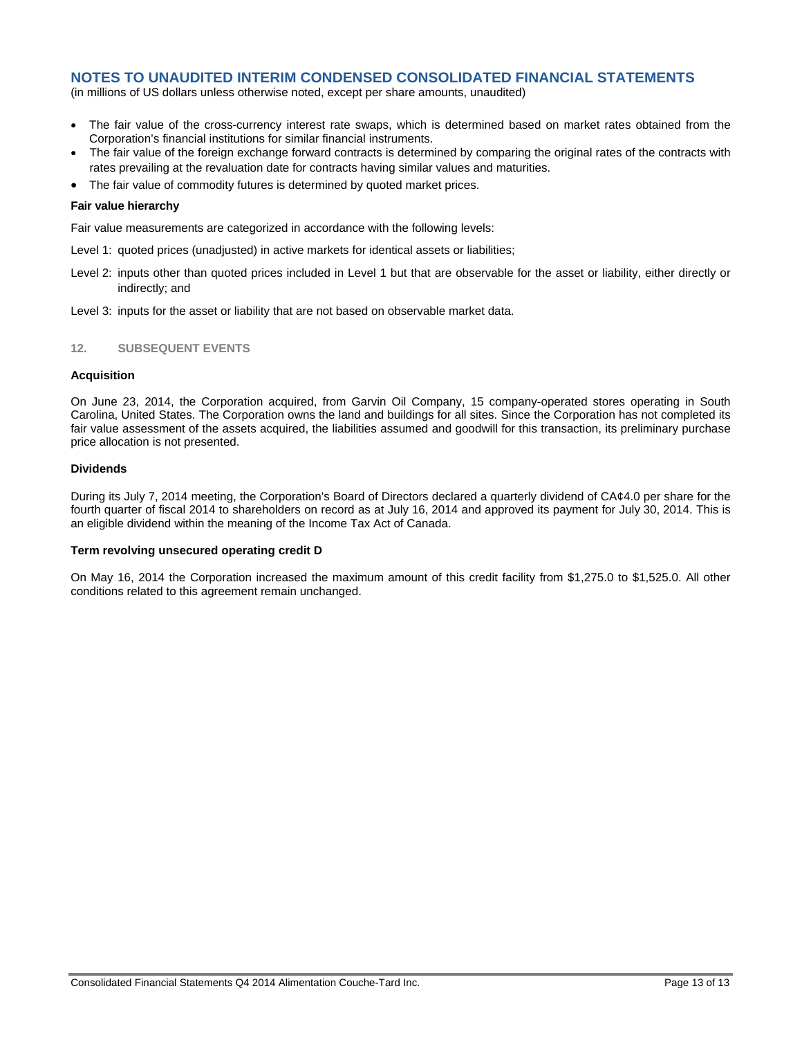# NOTES TO UNAUDITED INTERIM CONDENSED CONSOLIDATED FINANCIAL STATEMENTS

(in millions of US dollars unless otherwise noted, except per share amounts, unaudited)

- The fair value of the cross-currency interest rate swaps, which is determined based on market rates obtained from the Corporation's financial institutions for similar financial instruments.
- The fair value of the foreign exchange forward contracts is determined by comparing the original rates of the contracts with rates prevailing at the revaluation date for contracts having similar values and maturities.
- The fair value of commodity futures is determined by quoted market prices.

**Fair value hierarchy**

Fair value measurements are categorized in accordance with the following levels:

Level 1: quoted prices (unadjusted) in active markets for identical assets or liabilities;

Level 2: inputs other than quoted prices included in Level 1 but that are observable for the asset or liability, either directly or indirectly; and

Level 3: inputs for the asset or liability that are not based on observable market data.

## 12. SUBSEQUENT EVENTS

**Acquisition**

On June 23, 2014, the Corporation acquired, from Garvin Oil Company, 15 company-operated stores operating in South Carolina, United States. The Corporation owns the land and buildings for all sites. Since the Corporation has not completed its fair value assessment of the assets acquired, the liabilities assumed and goodwill for this transaction, its preliminary purchase price allocation is not presented.

**Dividends**

During its July 7, 2014 meeting, the Corporation's Board of Directors declared a quarterly dividend of CA¢4.0 per share for the fourth quarter of fiscal 2014 to shareholders on record as at July 16, 2014 and approved its payment for July 30, 2014. This is an eligible dividend within the meaning of the Income Tax Act of Canada.

**Term revolving unsecured operating credit D**

On May 16, 2014 the Corporation increased the maximum amount of this credit facility from $1,275.0 to $1,525.0. All other conditions related to this agreement remain unchanged.